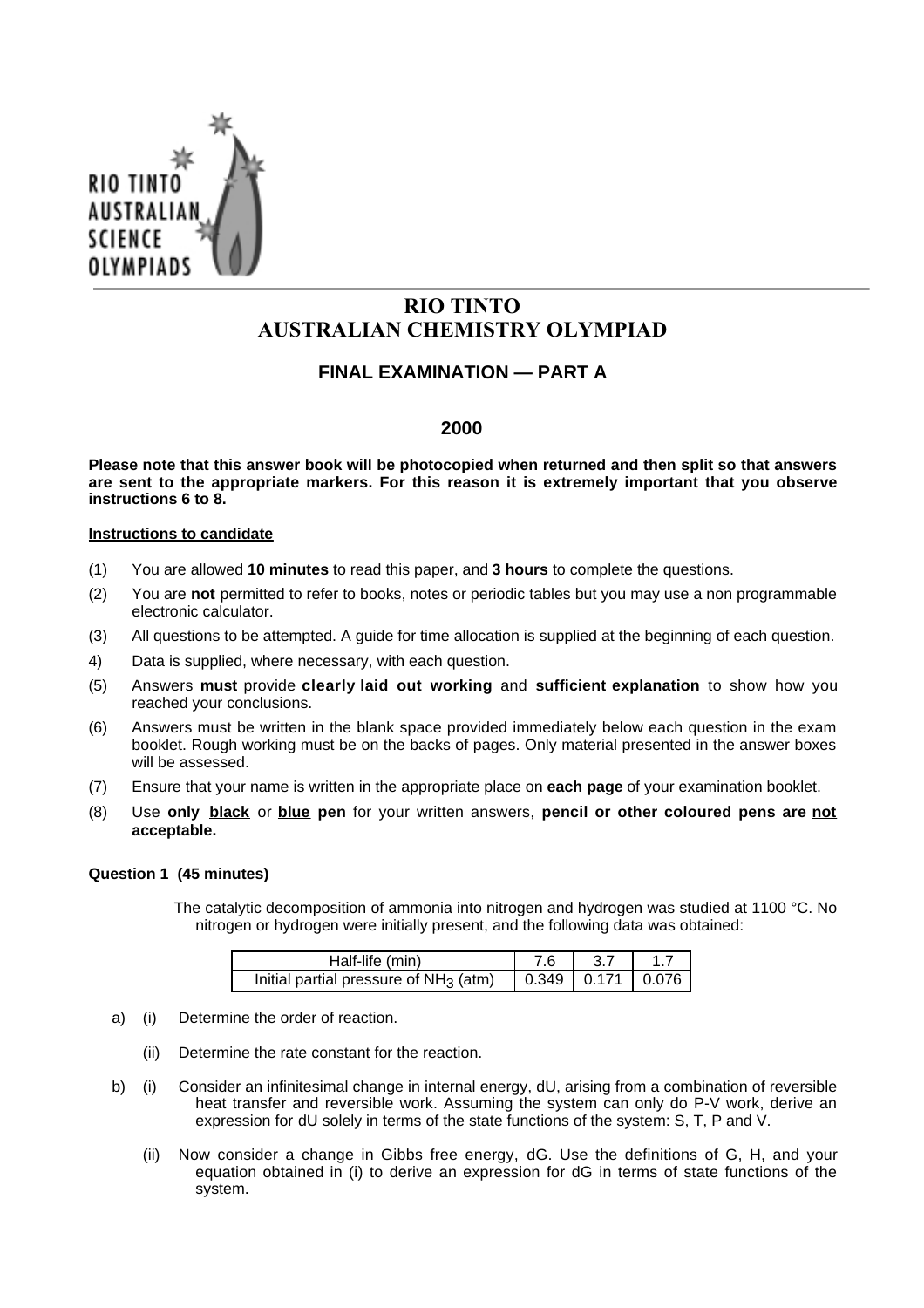# RIO TINTO
# AUSTRALIAN CHEMISTRY OLYMPIAD

## FINAL EXAMINATION — PART A

## 2000

**Please note that this answer book will be photocopied when returned and then split so that answers are sent to the appropriate markers. For this reason it is extremely important that you observe instructions 6 to 8.**

**Instructions to candidate**

(1) You are allowed **10 minutes** to read this paper, and **3 hours** to complete the questions.

(2) You are **not** permitted to refer to books, notes or periodic tables but you may use a non programmable electronic calculator.

(3) All questions to be attempted. A guide for time allocation is supplied at the beginning of each question.

4) Data is supplied, where necessary, with each question.

(5) Answers **must** provide **clearly laid out working** and **sufficient explanation** to show how you reached your conclusions.

(6) Answers must be written in the blank space provided immediately below each question in the exam booklet. Rough working must be on the backs of pages. Only material presented in the answer boxes will be assessed.

(7) Ensure that your name is written in the appropriate place on **each page** of your examination booklet.

(8) Use **only black** or **blue pen** for your written answers, **pencil or other coloured pens are not acceptable.**

**Question 1 (45 minutes)**

The catalytic decomposition of ammonia into nitrogen and hydrogen was studied at 1100 °C. No nitrogen or hydrogen were initially present, and the following data was obtained:

| Half-life (min) | 7.6 | 3.7 | 1.7 |
|---|---|---|---|
| Initial partial pressure of $NH_3$ (atm) | 0.349 | 0.171 | 0.076 |

a) (i) Determine the order of reaction.

(ii) Determine the rate constant for the reaction.

b) (i) Consider an infinitesimal change in internal energy, dU, arising from a combination of reversible heat transfer and reversible work. Assuming the system can only do P-V work, derive an expression for dU solely in terms of the state functions of the system: S, T, P and V.

(ii) Now consider a change in Gibbs free energy, dG. Use the definitions of G, H, and your equation obtained in (i) to derive an expression for dG in terms of state functions of the system.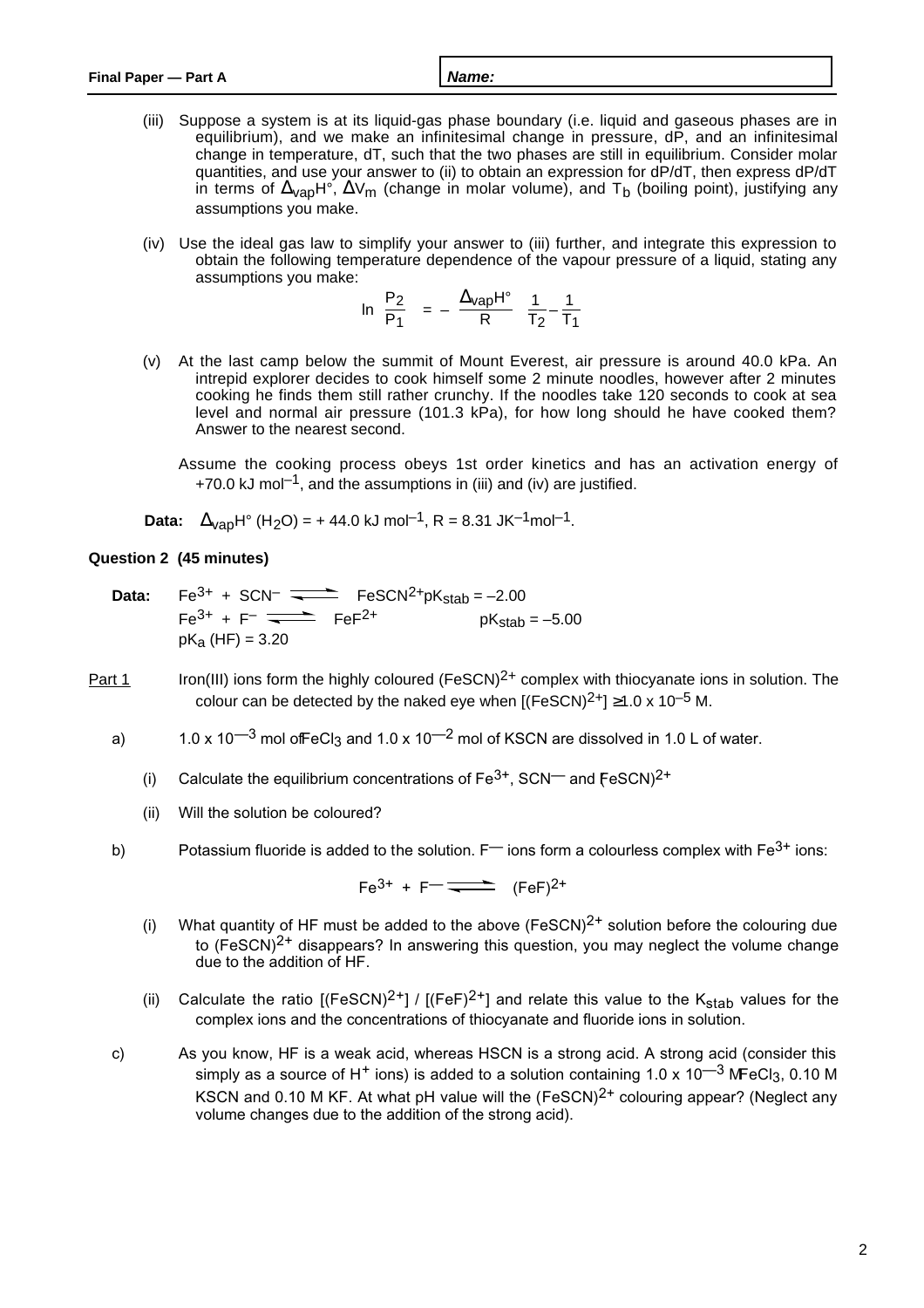(iii) Suppose a system is at its liquid-gas phase boundary (i.e. liquid and gaseous phases are in equilibrium), and we make an infinitesimal change in pressure, dP, and an infinitesimal change in temperature, dT, such that the two phases are still in equilibrium. Consider molar quantities, and use your answer to (ii) to obtain an expression for dP/dT, then express dP/dT in terms of $\Delta_{vap}H°$, $\Delta V_m$ (change in molar volume), and $T_b$ (boiling point), justifying any assumptions you make.

(iv) Use the ideal gas law to simplify your answer to (iii) further, and integrate this expression to obtain the following temperature dependence of the vapour pressure of a liquid, stating any assumptions you make:

$$\ln \frac{P_2}{P_1} = -\frac{\Delta_{vap}H°}{R}\left(\frac{1}{T_2} - \frac{1}{T_1}\right)$$

(v) At the last camp below the summit of Mount Everest, air pressure is around 40.0 kPa. An intrepid explorer decides to cook himself some 2 minute noodles, however after 2 minutes cooking he finds them still rather crunchy. If the noodles take 120 seconds to cook at sea level and normal air pressure (101.3 kPa), for how long should he have cooked them? Answer to the nearest second.

Assume the cooking process obeys 1st order kinetics and has an activation energy of +70.0 kJ mol$^{-1}$, and the assumptions in (iii) and (iv) are justified.

**Data:** $\Delta_{vap}H°$ ($H_2O$) = + 44.0 kJ mol$^{-1}$, R = 8.31 JK$^{-1}$mol$^{-1}$.

**Question 2 (45 minutes)**

**Data:**

$Fe^{3+} + SCN^{-} \rightleftharpoons FeSCN^{2+}$ $pK_{stab} = -2.00$

$Fe^{3+} + F^{-} \rightleftharpoons FeF^{2+}$ $pK_{stab} = -5.00$

$pK_a$ (HF) = 3.20

Part 1 Iron(III) ions form the highly coloured $(FeSCN)^{2+}$ complex with thiocyanate ions in solution. The colour can be detected by the naked eye when $[(FeSCN)^{2+}] \geq 1.0 \times 10^{-5}$ M.

a) $1.0 \times 10^{-3}$ mol of $FeCl_3$ and $1.0 \times 10^{-2}$ mol of KSCN are dissolved in 1.0 L of water.

(i) Calculate the equilibrium concentrations of $Fe^{3+}$, $SCN^{-}$ and $(FeSCN)^{2+}$

(ii) Will the solution be coloured?

b) Potassium fluoride is added to the solution. $F^{-}$ ions form a colourless complex with $Fe^{3+}$ ions:

$$Fe^{3+} + F^{-} \rightleftharpoons (FeF)^{2+}$$

(i) What quantity of HF must be added to the above $(FeSCN)^{2+}$ solution before the colouring due to $(FeSCN)^{2+}$ disappears? In answering this question, you may neglect the volume change due to the addition of HF.

(ii) Calculate the ratio $[(FeSCN)^{2+}] / [(FeF)^{2+}]$ and relate this value to the $K_{stab}$ values for the complex ions and the concentrations of thiocyanate and fluoride ions in solution.

c) As you know, HF is a weak acid, whereas HSCN is a strong acid. A strong acid (consider this simply as a source of $H^{+}$ ions) is added to a solution containing $1.0 \times 10^{-3}$ M $FeCl_3$, 0.10 M KSCN and 0.10 M KF. At what pH value will the $(FeSCN)^{2+}$ colouring appear? (Neglect any volume changes due to the addition of the strong acid).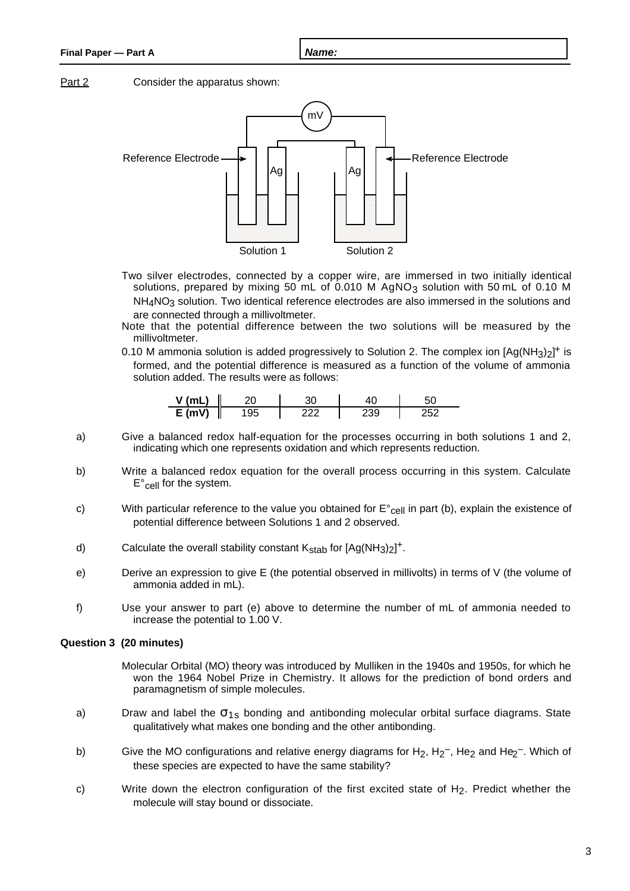Part 2 Consider the apparatus shown:

Two silver electrodes, connected by a copper wire, are immersed in two initially identical solutions, prepared by mixing 50 mL of 0.010 M $AgNO_3$ solution with 50 mL of 0.10 M $NH_4NO_3$ solution. Two identical reference electrodes are also immersed in the solutions and are connected through a millivoltmeter.

Note that the potential difference between the two solutions will be measured by the millivoltmeter.

0.10 M ammonia solution is added progressively to Solution 2. The complex ion $[Ag(NH_3)_2]^+$ is formed, and the potential difference is measured as a function of the volume of ammonia solution added. The results were as follows:

| **V (mL)** | 20 | 30 | 40 | 50 |
|---|---|---|---|---|
| **E (mV)** | 195 | 222 | 239 | 252 |

a) Give a balanced redox half-equation for the processes occurring in both solutions 1 and 2, indicating which one represents oxidation and which represents reduction.

b) Write a balanced redox equation for the overall process occurring in this system. Calculate $E°_{cell}$ for the system.

c) With particular reference to the value you obtained for $E°_{cell}$ in part (b), explain the existence of potential difference between Solutions 1 and 2 observed.

d) Calculate the overall stability constant $K_{stab}$ for $[Ag(NH_3)_2]^+$.

e) Derive an expression to give E (the potential observed in millivolts) in terms of V (the volume of ammonia added in mL).

f) Use your answer to part (e) above to determine the number of mL of ammonia needed to increase the potential to 1.00 V.

**Question 3 (20 minutes)**

Molecular Orbital (MO) theory was introduced by Mulliken in the 1940s and 1950s, for which he won the 1964 Nobel Prize in Chemistry. It allows for the prediction of bond orders and paramagnetism of simple molecules.

a) Draw and label the $\sigma_{1s}$ bonding and antibonding molecular orbital surface diagrams. State qualitatively what makes one bonding and the other antibonding.

b) Give the MO configurations and relative energy diagrams for $H_2$, $H_2^-$, $He_2$ and $He_2^-$. Which of these species are expected to have the same stability?

c) Write down the electron configuration of the first excited state of $H_2$. Predict whether the molecule will stay bound or dissociate.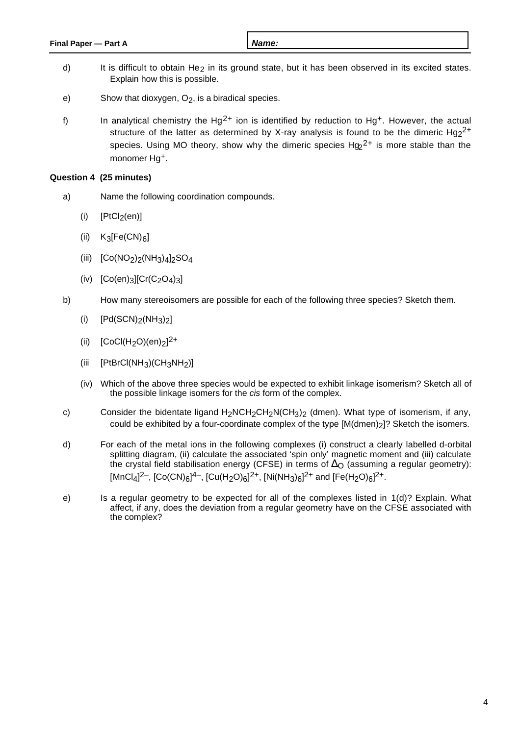d) It is difficult to obtain $He_2$ in its ground state, but it has been observed in its excited states. Explain how this is possible.

e) Show that dioxygen, $O_2$, is a biradical species.

f) In analytical chemistry the $Hg^{2+}$ ion is identified by reduction to $Hg^{+}$. However, the actual structure of the latter as determined by X-ray analysis is found to be the dimeric $Hg_2^{2+}$ species. Using MO theory, show why the dimeric species $Hg_2^{2+}$ is more stable than the monomer $Hg^{+}$.

**Question 4 (25 minutes)**

a) Name the following coordination compounds.

(i) $[PtCl_2(en)]$

(ii) $K_3[Fe(CN)_6]$

(iii) $[Co(NO_2)_2(NH_3)_4]_2SO_4$

(iv) $[Co(en)_3][Cr(C_2O_4)_3]$

b) How many stereoisomers are possible for each of the following three species? Sketch them.

(i) $[Pd(SCN)_2(NH_3)_2]$

(ii) $[CoCl(H_2O)(en)_2]^{2+}$

(iii $[PtBrCl(NH_3)(CH_3NH_2)]$

(iv) Which of the above three species would be expected to exhibit linkage isomerism? Sketch all of the possible linkage isomers for the *cis* form of the complex.

c) Consider the bidentate ligand $H_2NCH_2CH_2N(CH_3)_2$ (dmen). What type of isomerism, if any, could be exhibited by a four-coordinate complex of the type $[M(dmen)_2]$? Sketch the isomers.

d) For each of the metal ions in the following complexes (i) construct a clearly labelled d-orbital splitting diagram, (ii) calculate the associated 'spin only' magnetic moment and (iii) calculate the crystal field stabilisation energy (CFSE) in terms of $\Delta_O$ (assuming a regular geometry): $[MnCl_4]^{2-}$, $[Co(CN)_6]^{4-}$, $[Cu(H_2O)_6]^{2+}$, $[Ni(NH_3)_6]^{2+}$ and $[Fe(H_2O)_6]^{2+}$.

e) Is a regular geometry to be expected for all of the complexes listed in 1(d)? Explain. What affect, if any, does the deviation from a regular geometry have on the CFSE associated with the complex?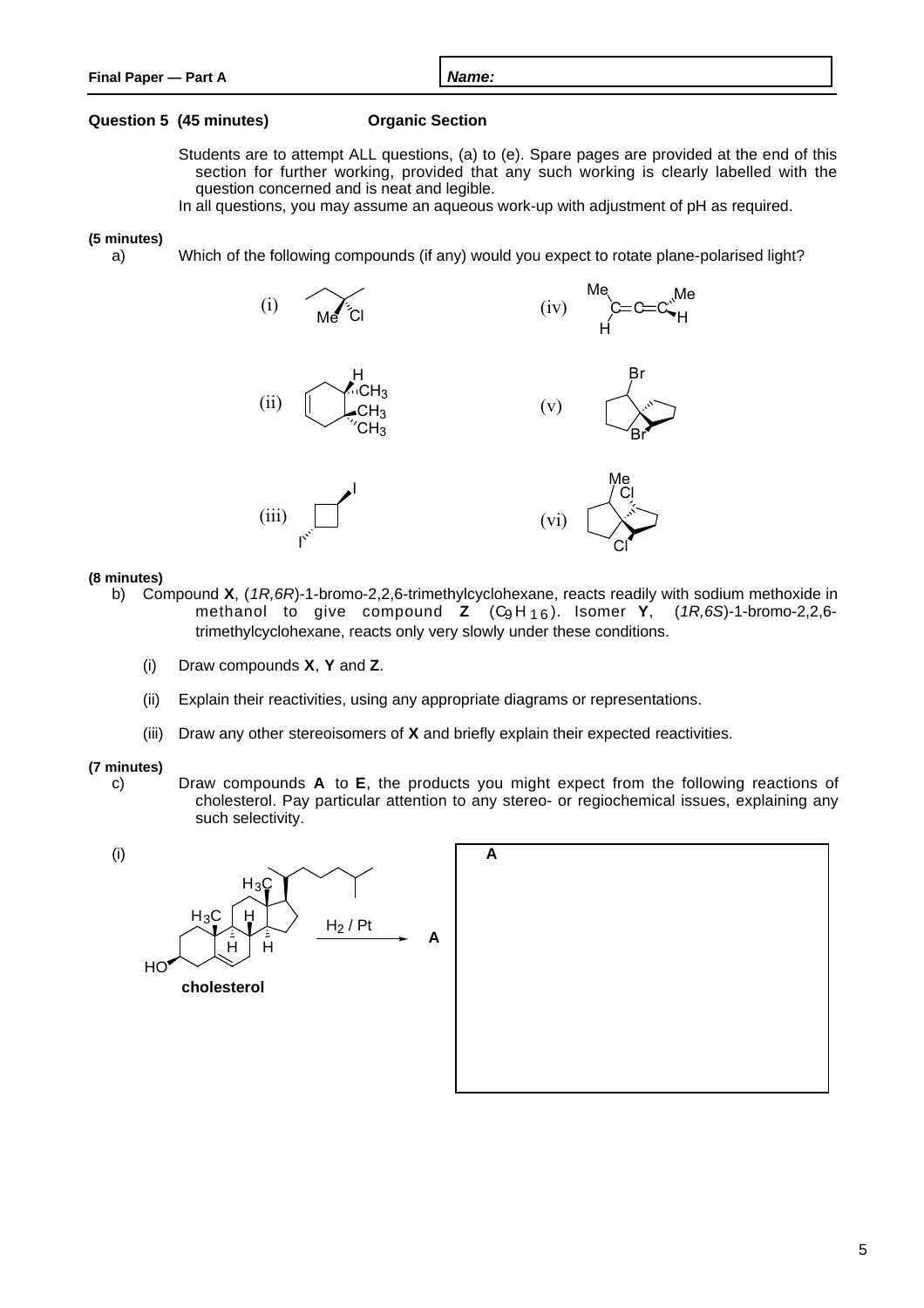Name:

**Question 5 (45 minutes)** **Organic Section**

Students are to attempt ALL questions, (a) to (e). Spare pages are provided at the end of this section for further working, provided that any such working is clearly labelled with the question concerned and is neat and legible.

In all questions, you may assume an aqueous work-up with adjustment of pH as required.

**(5 minutes)**

a) Which of the following compounds (if any) would you expect to rotate plane-polarised light?

(i) Me Cl

(ii) H, $CH_3$, $CH_3$, $CH_3$

(iii) I, I

(iv) Me, Me, C=C=C, H, H

(v) Br, Br

(vi) Me, Cl, Cl

**(8 minutes)**

b) Compound **X**, (*1R,6R*)-1-bromo-2,2,6-trimethylcyclohexane, reacts readily with sodium methoxide in methanol to give compound **Z** ($C_9H_{16}$). Isomer **Y**, (*1R,6S*)-1-bromo-2,2,6-trimethylcyclohexane, reacts only very slowly under these conditions.

(i) Draw compounds **X**, **Y** and **Z**.

(ii) Explain their reactivities, using any appropriate diagrams or representations.

(iii) Draw any other stereoisomers of **X** and briefly explain their expected reactivities.

**(7 minutes)**

c) Draw compounds **A** to **E**, the products you might expect from the following reactions of cholesterol. Pay particular attention to any stereo- or regiochemical issues, explaining any such selectivity.

(i)

$H_3C$, $H_3C$, H, H, H, HO

**cholesterol**

$\xrightarrow{H_2 / Pt}$ **A**

**A**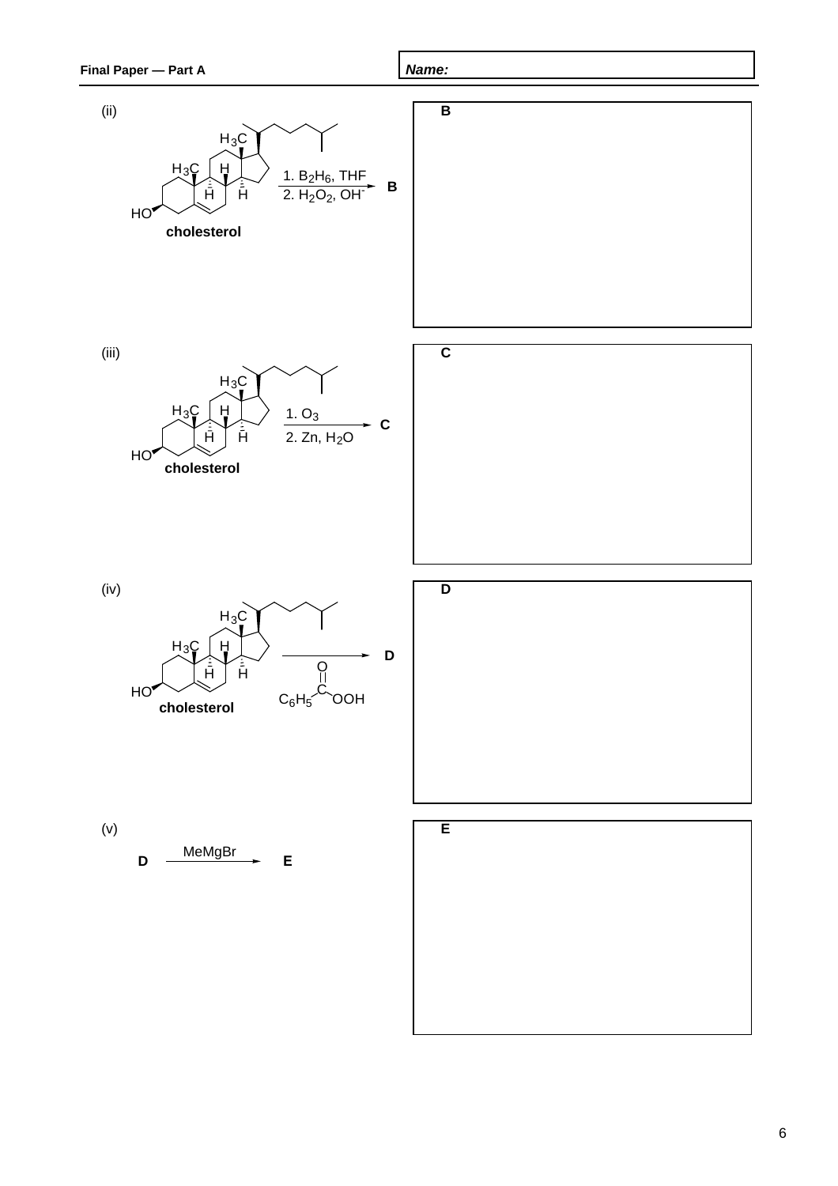(ii)

cholesterol $\xrightarrow[\text{2. } H_2O_2,\ OH^-]{\text{1. } B_2H_6,\ THF}$ **B**

**B**

(iii)

cholesterol $\xrightarrow[\text{2. Zn, } H_2O]{\text{1. } O_3}$ **C**

**C**

(iv)

cholesterol $\xrightarrow{C_6H_5C(=O)OOH}$ **D**

**D**

(v)

**D** $\xrightarrow{\text{MeMgBr}}$ **E**

**E**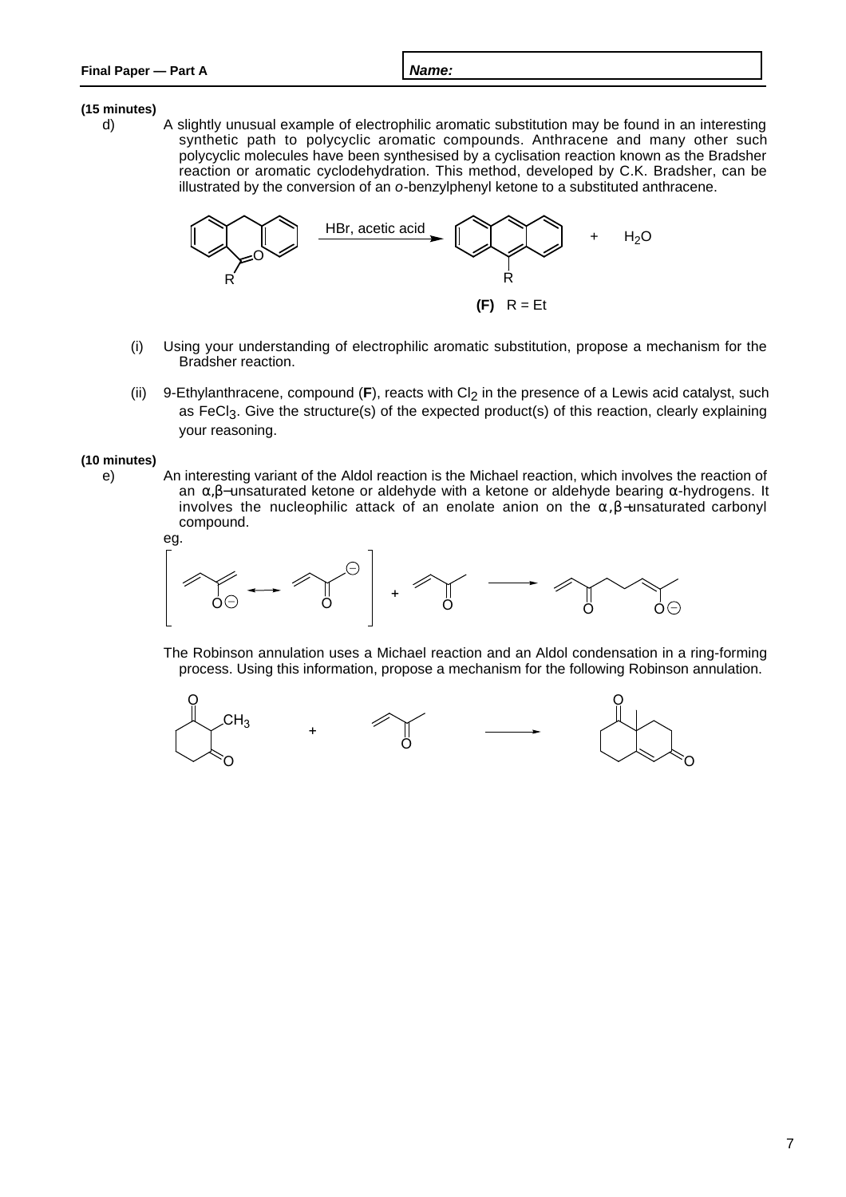**(15 minutes)**

d) A slightly unusual example of electrophilic aromatic substitution may be found in an interesting synthetic path to polycyclic aromatic compounds. Anthracene and many other such polycyclic molecules have been synthesised by a cyclisation reaction known as the Bradsher reaction or aromatic cyclodehydration. This method, developed by C.K. Bradsher, can be illustrated by the conversion of an *o*-benzylphenyl ketone to a substituted anthracene.

HBr, acetic acid

R

O

R

\+ $H_2O$

**(F)** R = Et

(i) Using your understanding of electrophilic aromatic substitution, propose a mechanism for the Bradsher reaction.

(ii) 9-Ethylanthracene, compound (**F**), reacts with $Cl_2$ in the presence of a Lewis acid catalyst, such as $FeCl_3$. Give the structure(s) of the expected product(s) of this reaction, clearly explaining your reasoning.

**(10 minutes)**

e) An interesting variant of the Aldol reaction is the Michael reaction, which involves the reaction of an α,β–unsaturated ketone or aldehyde with a ketone or aldehyde bearing α-hydrogens. It involves the nucleophilic attack of an enolate anion on the α,β–unsaturated carbonyl compound.

eg.

The Robinson annulation uses a Michael reaction and an Aldol condensation in a ring-forming process. Using this information, propose a mechanism for the following Robinson annulation.

O

$CH_3$

O

\+

O

O

O